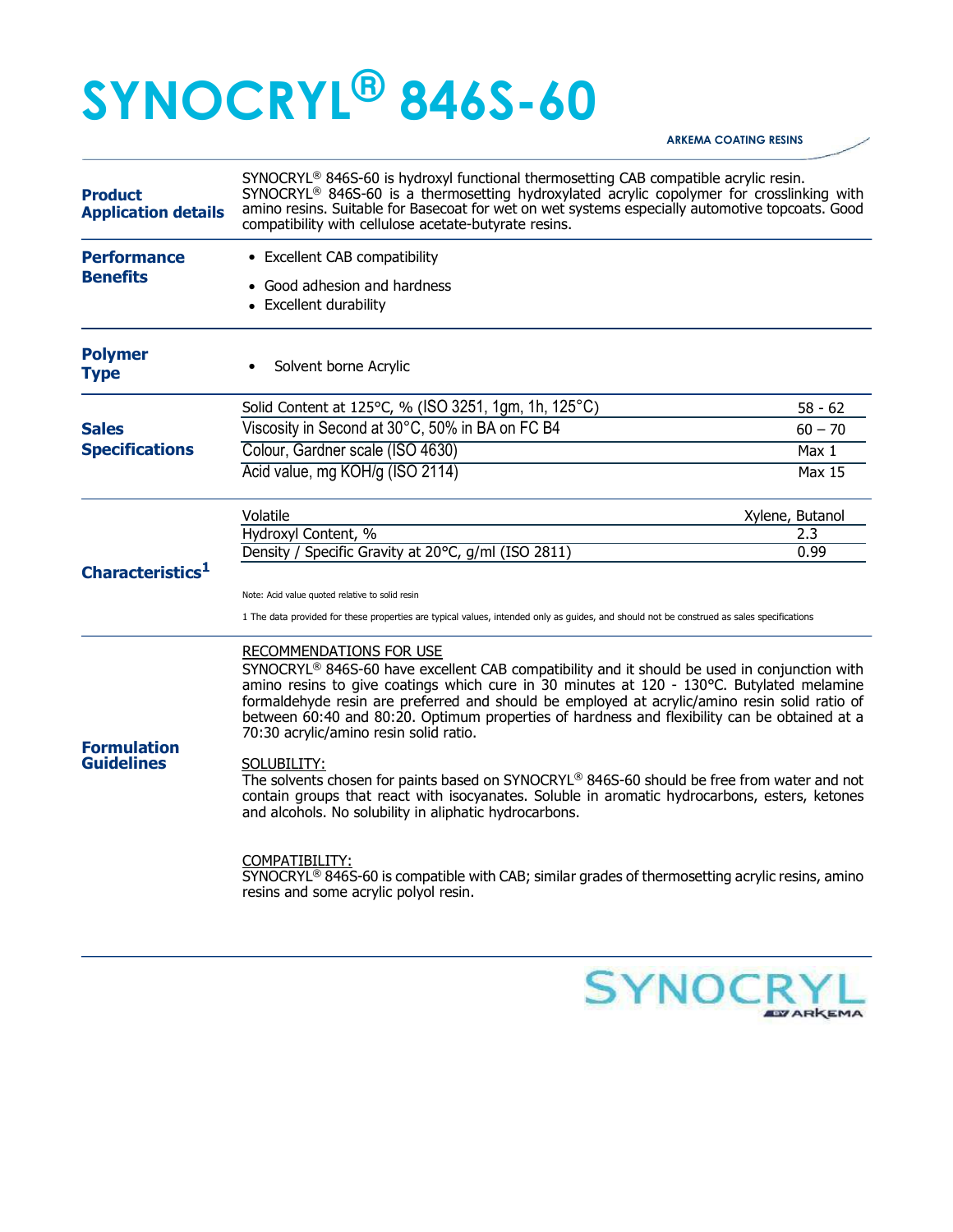# SYNOCRYL® 846S-60

ARKEMA COATING RESINS

## Product Application details

SYNOCRYL® 846S-60 is hydroxyl functional thermosetting CAB compatible acrylic resin. SYNOCRYL® 846S-60 is a thermosetting hydroxylated acrylic copolymer for crosslinking with amino resins. Suitable for Basecoat for wet on wet systems especially automotive topcoats. Good compatibility with cellulose acetate-butyrate resins.

## Performance Benefits

- Excellent CAB compatibility
- Good adhesion and hardness
- Excellent durability

## Polymer Type

- Solvent borne Acrylic

## Sales Specifications

| Property | Value |
|---|---|
| Solid Content at 125°C, % (ISO 3251, 1gm, 1h, 125°C) | 58 - 62 |
| Viscosity in Second at 30°C, 50% in BA on FC B4 | 60 – 70 |
| Colour, Gardner scale (ISO 4630) | Max 1 |
| Acid value, mg KOH/g (ISO 2114) | Max 15 |

## Characteristics[1]

| Property | Value |
|---|---|
| Volatile | Xylene, Butanol |
| Hydroxyl Content, % | 2.3 |
| Density / Specific Gravity at 20°C, g/ml (ISO 2811) | 0.99 |

Note: Acid value quoted relative to solid resin

1 The data provided for these properties are typical values, intended only as guides, and should not be construed as sales specifications

## Formulation Guidelines

RECOMMENDATIONS FOR USE

SYNOCRYL® 846S-60 have excellent CAB compatibility and it should be used in conjunction with amino resins to give coatings which cure in 30 minutes at 120 - 130°C. Butylated melamine formaldehyde resin are preferred and should be employed at acrylic/amino resin solid ratio of between 60:40 and 80:20. Optimum properties of hardness and flexibility can be obtained at a 70:30 acrylic/amino resin solid ratio.

SOLUBILITY:

The solvents chosen for paints based on SYNOCRYL® 846S-60 should be free from water and not contain groups that react with isocyanates. Soluble in aromatic hydrocarbons, esters, ketones and alcohols. No solubility in aliphatic hydrocarbons.

COMPATIBILITY:

SYNOCRYL® 846S-60 is compatible with CAB; similar grades of thermosetting acrylic resins, amino resins and some acrylic polyol resin.

SYNOCRYL BY ARKEMA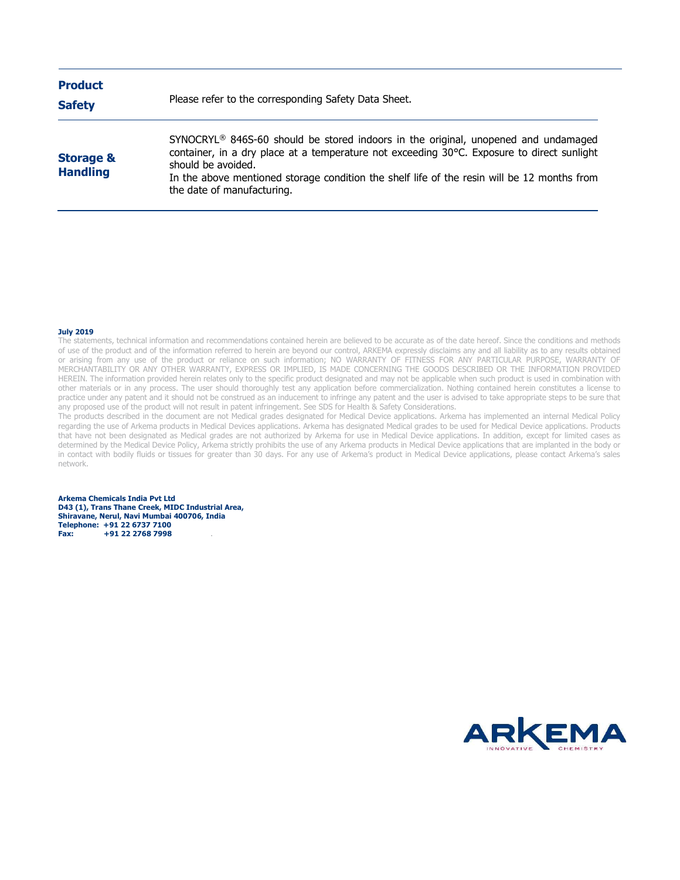| | |
|---|---|
| **Product Safety** | Please refer to the corresponding Safety Data Sheet. |
| **Storage & Handling** | SYNOCRYL® 846S-60 should be stored indoors in the original, unopened and undamaged container, in a dry place at a temperature not exceeding 30°C. Exposure to direct sunlight should be avoided.<br>In the above mentioned storage condition the shelf life of the resin will be 12 months from the date of manufacturing. |

**July 2019**

The statements, technical information and recommendations contained herein are believed to be accurate as of the date hereof. Since the conditions and methods of use of the product and of the information referred to herein are beyond our control, ARKEMA expressly disclaims any and all liability as to any results obtained or arising from any use of the product or reliance on such information; NO WARRANTY OF FITNESS FOR ANY PARTICULAR PURPOSE, WARRANTY OF MERCHANTABILITY OR ANY OTHER WARRANTY, EXPRESS OR IMPLIED, IS MADE CONCERNING THE GOODS DESCRIBED OR THE INFORMATION PROVIDED HEREIN. The information provided herein relates only to the specific product designated and may not be applicable when such product is used in combination with other materials or in any process. The user should thoroughly test any application before commercialization. Nothing contained herein constitutes a license to practice under any patent and it should not be construed as an inducement to infringe any patent and the user is advised to take appropriate steps to be sure that any proposed use of the product will not result in patent infringement. See SDS for Health & Safety Considerations.

The products described in the document are not Medical grades designated for Medical Device applications. Arkema has implemented an internal Medical Policy regarding the use of Arkema products in Medical Devices applications. Arkema has designated Medical grades to be used for Medical Device applications. Products that have not been designated as Medical grades are not authorized by Arkema for use in Medical Device applications. In addition, except for limited cases as determined by the Medical Device Policy, Arkema strictly prohibits the use of any Arkema products in Medical Device applications that are implanted in the body or in contact with bodily fluids or tissues for greater than 30 days. For any use of Arkema's product in Medical Device applications, please contact Arkema's sales network.

**Arkema Chemicals India Pvt Ltd**
**D43 (1), Trans Thane Creek, MIDC Industrial Area,**
**Shiravane, Nerul, Navi Mumbai 400706, India**
**Telephone: +91 22 6737 7100**
**Fax: +91 22 2768 7998**

ARKEMA INNOVATIVE CHEMISTRY